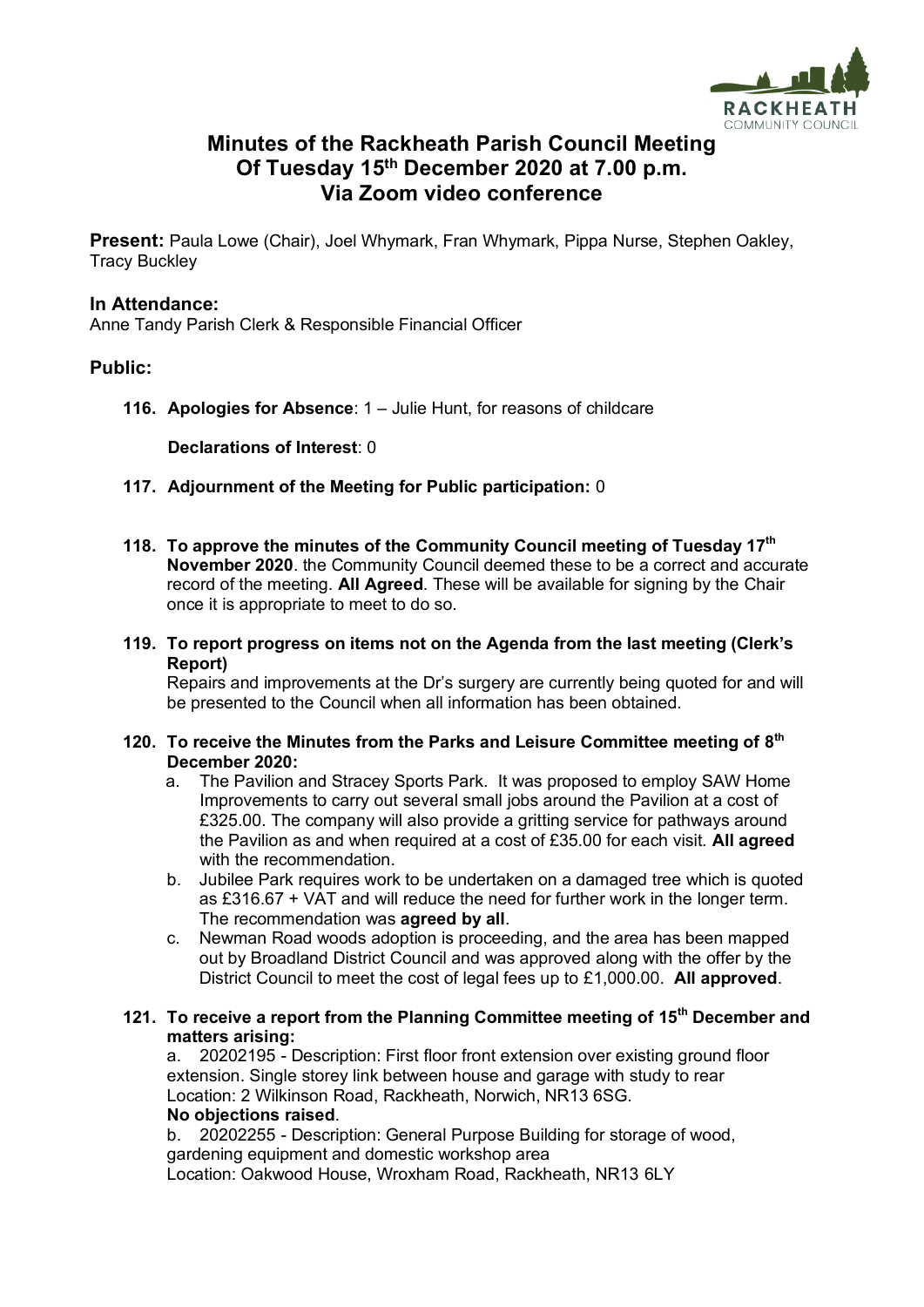# Minutes of the Rackheath Parish Council Meeting Of Tuesday 15th December 2020 at 7.00 p.m. Via Zoom video conference

**Present:** Paula Lowe (Chair), Joel Whymark, Fran Whymark, Pippa Nurse, Stephen Oakley, Tracy Buckley

## In Attendance:

Anne Tandy Parish Clerk & Responsible Financial Officer

## Public:

**116. Apologies for Absence**: 1 – Julie Hunt, for reasons of childcare

**Declarations of Interest**: 0

**117. Adjournment of the Meeting for Public participation:** 0

**118. To approve the minutes of the Community Council meeting of Tuesday 17th November 2020**. the Community Council deemed these to be a correct and accurate record of the meeting. **All Agreed**. These will be available for signing by the Chair once it is appropriate to meet to do so.

**119. To report progress on items not on the Agenda from the last meeting (Clerk's Report)**

Repairs and improvements at the Dr's surgery are currently being quoted for and will be presented to the Council when all information has been obtained.

**120. To receive the Minutes from the Parks and Leisure Committee meeting of 8th December 2020:**

a. The Pavilion and Stracey Sports Park. It was proposed to employ SAW Home Improvements to carry out several small jobs around the Pavilion at a cost of £325.00. The company will also provide a gritting service for pathways around the Pavilion as and when required at a cost of £35.00 for each visit. **All agreed** with the recommendation.

b. Jubilee Park requires work to be undertaken on a damaged tree which is quoted as £316.67 + VAT and will reduce the need for further work in the longer term. The recommendation was **agreed by all**.

c. Newman Road woods adoption is proceeding, and the area has been mapped out by Broadland District Council and was approved along with the offer by the District Council to meet the cost of legal fees up to £1,000.00. **All approved**.

**121. To receive a report from the Planning Committee meeting of 15th December and matters arising:**

a. 20202195 - Description: First floor front extension over existing ground floor extension. Single storey link between house and garage with study to rear
Location: 2 Wilkinson Road, Rackheath, Norwich, NR13 6SG.
**No objections raised**.

b. 20202255 - Description: General Purpose Building for storage of wood, gardening equipment and domestic workshop area
Location: Oakwood House, Wroxham Road, Rackheath, NR13 6LY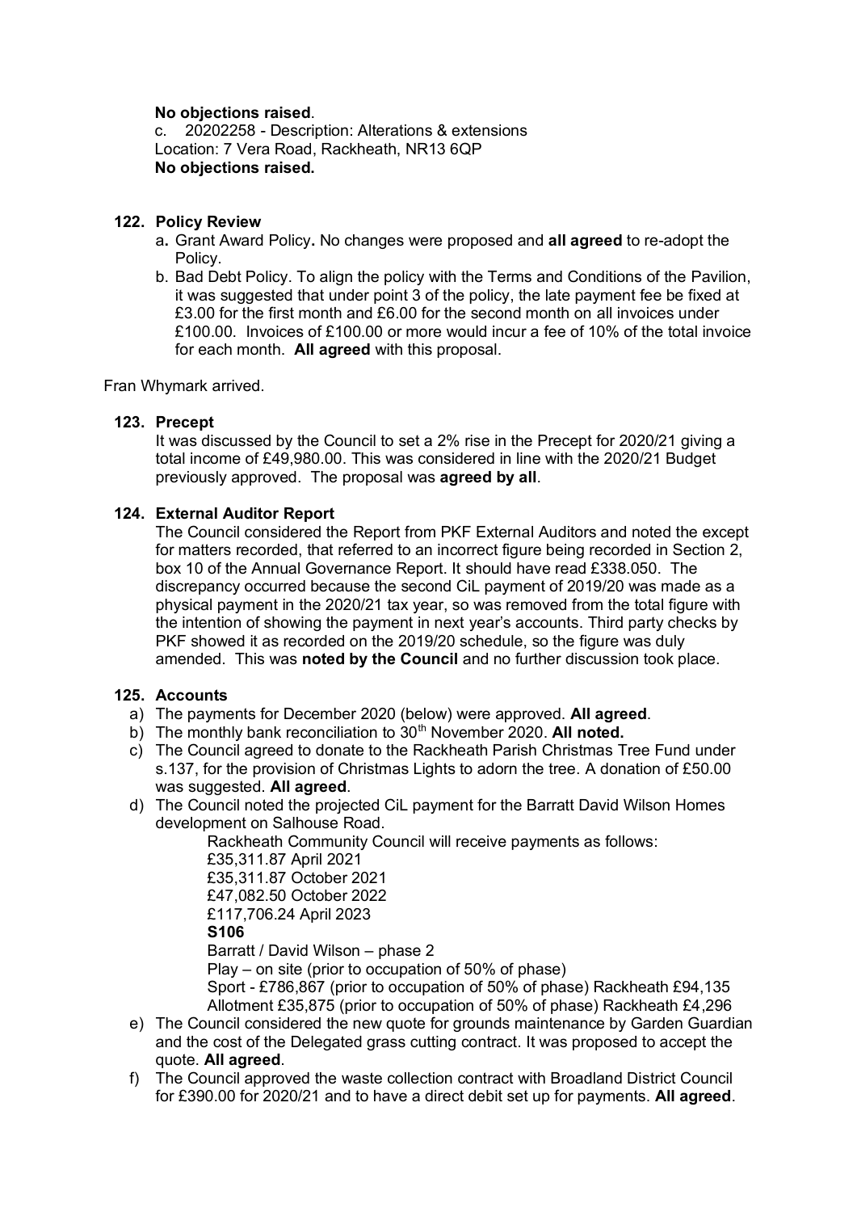**No objections raised**.

c. 20202258 - Description: Alterations & extensions
Location: 7 Vera Road, Rackheath, NR13 6QP
**No objections raised.**

**122. Policy Review**

a. Grant Award Policy. No changes were proposed and **all agreed** to re-adopt the Policy.

b. Bad Debt Policy. To align the policy with the Terms and Conditions of the Pavilion, it was suggested that under point 3 of the policy, the late payment fee be fixed at £3.00 for the first month and £6.00 for the second month on all invoices under £100.00. Invoices of £100.00 or more would incur a fee of 10% of the total invoice for each month. **All agreed** with this proposal.

Fran Whymark arrived.

**123. Precept**

It was discussed by the Council to set a 2% rise in the Precept for 2020/21 giving a total income of £49,980.00. This was considered in line with the 2020/21 Budget previously approved. The proposal was **agreed by all**.

**124. External Auditor Report**

The Council considered the Report from PKF External Auditors and noted the except for matters recorded, that referred to an incorrect figure being recorded in Section 2, box 10 of the Annual Governance Report. It should have read £338.050. The discrepancy occurred because the second CiL payment of 2019/20 was made as a physical payment in the 2020/21 tax year, so was removed from the total figure with the intention of showing the payment in next year's accounts. Third party checks by PKF showed it as recorded on the 2019/20 schedule, so the figure was duly amended. This was **noted by the Council** and no further discussion took place.

**125. Accounts**

a) The payments for December 2020 (below) were approved. **All agreed**.

b) The monthly bank reconciliation to 30th November 2020. **All noted.**

c) The Council agreed to donate to the Rackheath Parish Christmas Tree Fund under s.137, for the provision of Christmas Lights to adorn the tree. A donation of £50.00 was suggested. **All agreed**.

d) The Council noted the projected CiL payment for the Barratt David Wilson Homes development on Salhouse Road.

Rackheath Community Council will receive payments as follows:
£35,311.87 April 2021
£35,311.87 October 2021
£47,082.50 October 2022
£117,706.24 April 2023
**S106**
Barratt / David Wilson – phase 2
Play – on site (prior to occupation of 50% of phase)
Sport - £786,867 (prior to occupation of 50% of phase) Rackheath £94,135
Allotment £35,875 (prior to occupation of 50% of phase) Rackheath £4,296

e) The Council considered the new quote for grounds maintenance by Garden Guardian and the cost of the Delegated grass cutting contract. It was proposed to accept the quote. **All agreed**.

f) The Council approved the waste collection contract with Broadland District Council for £390.00 for 2020/21 and to have a direct debit set up for payments. **All agreed**.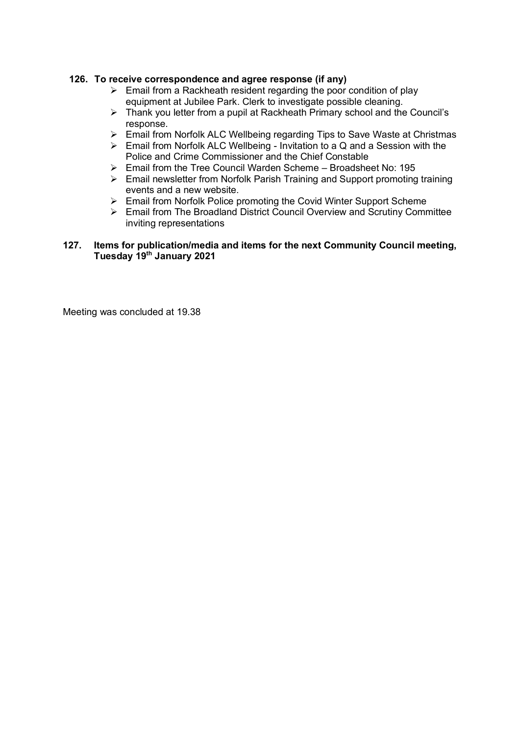**126. To receive correspondence and agree response (if any)**

- Email from a Rackheath resident regarding the poor condition of play equipment at Jubilee Park. Clerk to investigate possible cleaning.
- Thank you letter from a pupil at Rackheath Primary school and the Council's response.
- Email from Norfolk ALC Wellbeing regarding Tips to Save Waste at Christmas
- Email from Norfolk ALC Wellbeing - Invitation to a Q and a Session with the Police and Crime Commissioner and the Chief Constable
- Email from the Tree Council Warden Scheme – Broadsheet No: 195
- Email newsletter from Norfolk Parish Training and Support promoting training events and a new website.
- Email from Norfolk Police promoting the Covid Winter Support Scheme
- Email from The Broadland District Council Overview and Scrutiny Committee inviting representations

**127. Items for publication/media and items for the next Community Council meeting, Tuesday 19th January 2021**

Meeting was concluded at 19.38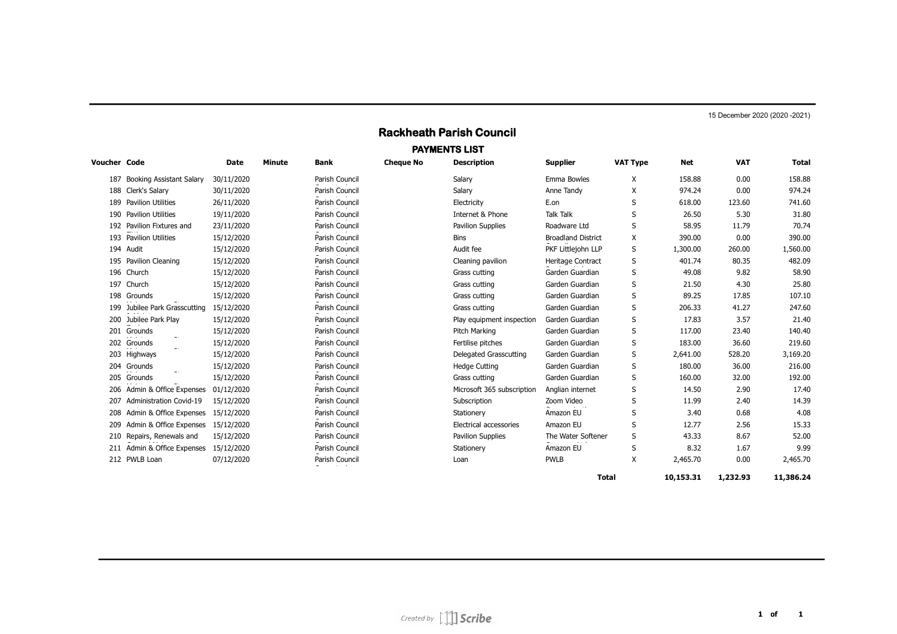15 December 2020 (2020 -2021)

# Rackheath Parish Council

## PAYMENTS LIST

| Voucher | Code | Date | Minute | Bank | Cheque No | Description | Supplier | VAT Type | Net | VAT | Total |
|---|---|---|---|---|---|---|---|---|---|---|---|
| 187 | Booking Assistant Salary | 30/11/2020 | | Parish Council | | Salary | Emma Bowles | X | 158.88 | 0.00 | 158.88 |
| 188 | Clerk's Salary | 30/11/2020 | | Parish Council | | Salary | Anne Tandy | X | 974.24 | 0.00 | 974.24 |
| 189 | Pavilion Utilities | 26/11/2020 | | Parish Council | | Electricity | E.on | S | 618.00 | 123.60 | 741.60 |
| 190 | Pavilion Utilities | 19/11/2020 | | Parish Council | | Internet & Phone | Talk Talk | S | 26.50 | 5.30 | 31.80 |
| 192 | Pavilion Fixtures and | 23/11/2020 | | Parish Council | | Pavilion Supplies | Roadware Ltd | S | 58.95 | 11.79 | 70.74 |
| 193 | Pavilion Utilities | 15/12/2020 | | Parish Council | | Bins | Broadland District | X | 390.00 | 0.00 | 390.00 |
| 194 | Audit | 15/12/2020 | | Parish Council | | Audit fee | PKF Littlejohn LLP | S | 1,300.00 | 260.00 | 1,560.00 |
| 195 | Pavilion Cleaning | 15/12/2020 | | Parish Council | | Cleaning pavilion | Heritage Contract | S | 401.74 | 80.35 | 482.09 |
| 196 | Church | 15/12/2020 | | Parish Council | | Grass cutting | Garden Guardian | S | 49.08 | 9.82 | 58.90 |
| 197 | Church | 15/12/2020 | | Parish Council | | Grass cutting | Garden Guardian | S | 21.50 | 4.30 | 25.80 |
| 198 | Grounds | 15/12/2020 | | Parish Council | | Grass cutting | Garden Guardian | S | 89.25 | 17.85 | 107.10 |
| 199 | Jubilee Park Grasscutting | 15/12/2020 | | Parish Council | | Grass cutting | Garden Guardian | S | 206.33 | 41.27 | 247.60 |
| 200 | Jubilee Park Play | 15/12/2020 | | Parish Council | | Play equipment inspection | Garden Guardian | S | 17.83 | 3.57 | 21.40 |
| 201 | Grounds | 15/12/2020 | | Parish Council | | Pitch Marking | Garden Guardian | S | 117.00 | 23.40 | 140.40 |
| 202 | Grounds | 15/12/2020 | | Parish Council | | Fertilise pitches | Garden Guardian | S | 183.00 | 36.60 | 219.60 |
| 203 | Highways | 15/12/2020 | | Parish Council | | Delegated Grasscutting | Garden Guardian | S | 2,641.00 | 528.20 | 3,169.20 |
| 204 | Grounds | 15/12/2020 | | Parish Council | | Hedge Cutting | Garden Guardian | S | 180.00 | 36.00 | 216.00 |
| 205 | Grounds | 15/12/2020 | | Parish Council | | Grass cutting | Garden Guardian | S | 160.00 | 32.00 | 192.00 |
| 206 | Admin & Office Expenses | 01/12/2020 | | Parish Council | | Microsoft 365 subscription | Anglian internet | S | 14.50 | 2.90 | 17.40 |
| 207 | Administration Covid-19 | 15/12/2020 | | Parish Council | | Subscription | Zoom Video | S | 11.99 | 2.40 | 14.39 |
| 208 | Admin & Office Expenses | 15/12/2020 | | Parish Council | | Stationery | Amazon EU | S | 3.40 | 0.68 | 4.08 |
| 209 | Admin & Office Expenses | 15/12/2020 | | Parish Council | | Electrical accessories | Amazon EU | S | 12.77 | 2.56 | 15.33 |
| 210 | Repairs, Renewals and | 15/12/2020 | | Parish Council | | Pavilion Supplies | The Water Softener | S | 43.33 | 8.67 | 52.00 |
| 211 | Admin & Office Expenses | 15/12/2020 | | Parish Council | | Stationery | Amazon EU | S | 8.32 | 1.67 | 9.99 |
| 212 | PWLB Loan | 07/12/2020 | | Parish Council | | Loan | PWLB | X | 2,465.70 | 0.00 | 2,465.70 |
| | | | | | | | | **Total** | **10,153.31** | **1,232.93** | **11,386.24** |

Created by Scribe